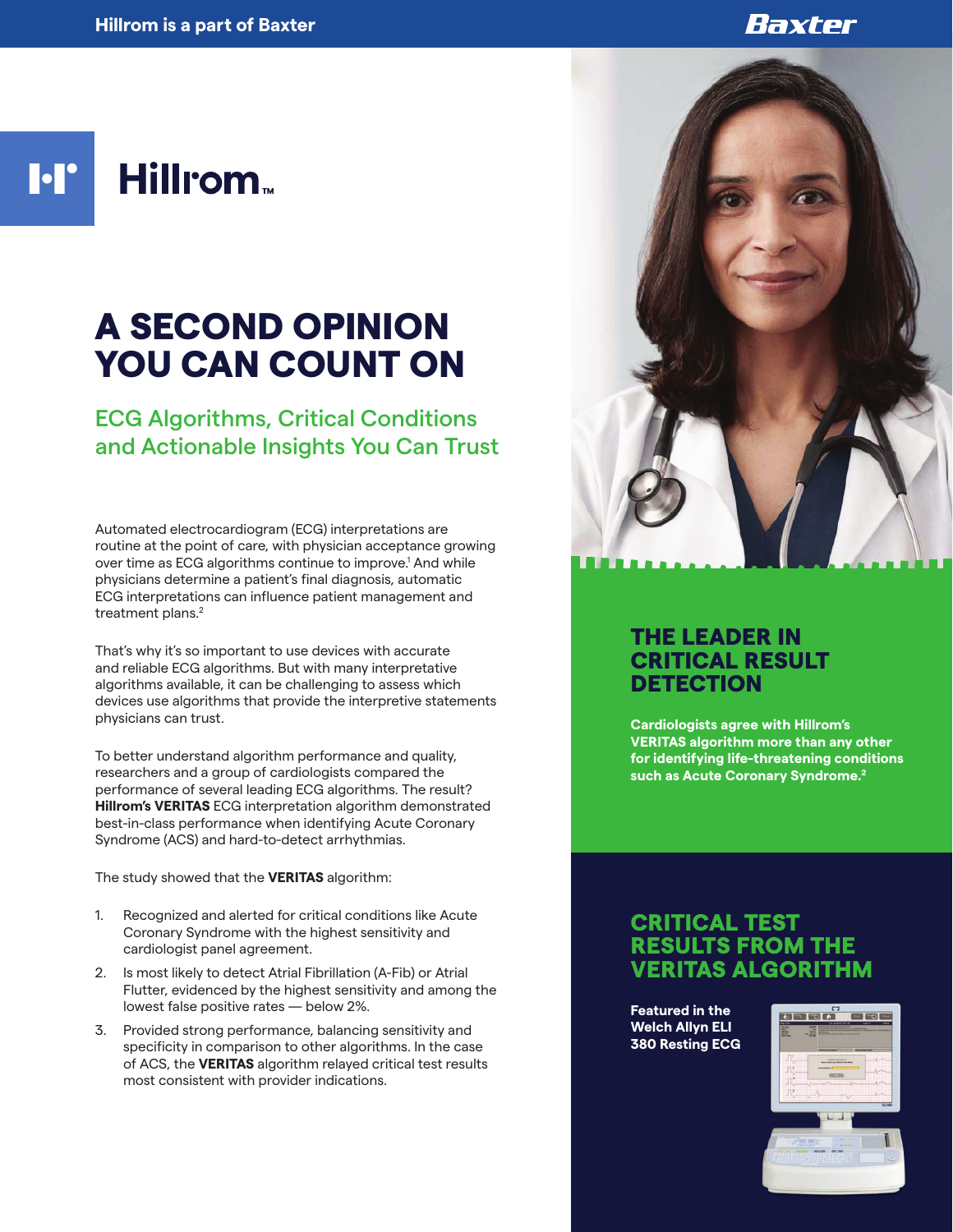Hillrom is a part of Baxter

# A SECOND OPINION YOU CAN COUNT ON

## ECG Algorithms, Critical Conditions and Actionable Insights You Can Trust

Automated electrocardiogram (ECG) interpretations are routine at the point of care, with physician acceptance growing over time as ECG algorithms continue to improve.[1] And while physicians determine a patient's final diagnosis, automatic ECG interpretations can influence patient management and treatment plans.[2]

That's why it's so important to use devices with accurate and reliable ECG algorithms. But with many interpretative algorithms available, it can be challenging to assess which devices use algorithms that provide the interpretive statements physicians can trust.

To better understand algorithm performance and quality, researchers and a group of cardiologists compared the performance of several leading ECG algorithms. The result? **Hillrom's VERITAS** ECG interpretation algorithm demonstrated best-in-class performance when identifying Acute Coronary Syndrome (ACS) and hard-to-detect arrhythmias.

The study showed that the **VERITAS** algorithm:

1. Recognized and alerted for critical conditions like Acute Coronary Syndrome with the highest sensitivity and cardiologist panel agreement.
2. Is most likely to detect Atrial Fibrillation (A-Fib) or Atrial Flutter, evidenced by the highest sensitivity and among the lowest false positive rates — below 2%.
3. Provided strong performance, balancing sensitivity and specificity in comparison to other algorithms. In the case of ACS, the **VERITAS** algorithm relayed critical test results most consistent with provider indications.

## THE LEADER IN CRITICAL RESULT DETECTION

**Cardiologists agree with Hillrom's VERITAS algorithm more than any other for identifying life-threatening conditions such as Acute Coronary Syndrome.[2]**

## CRITICAL TEST RESULTS FROM THE VERITAS ALGORITHM

**Featured in the Welch Allyn ELI 380 Resting ECG**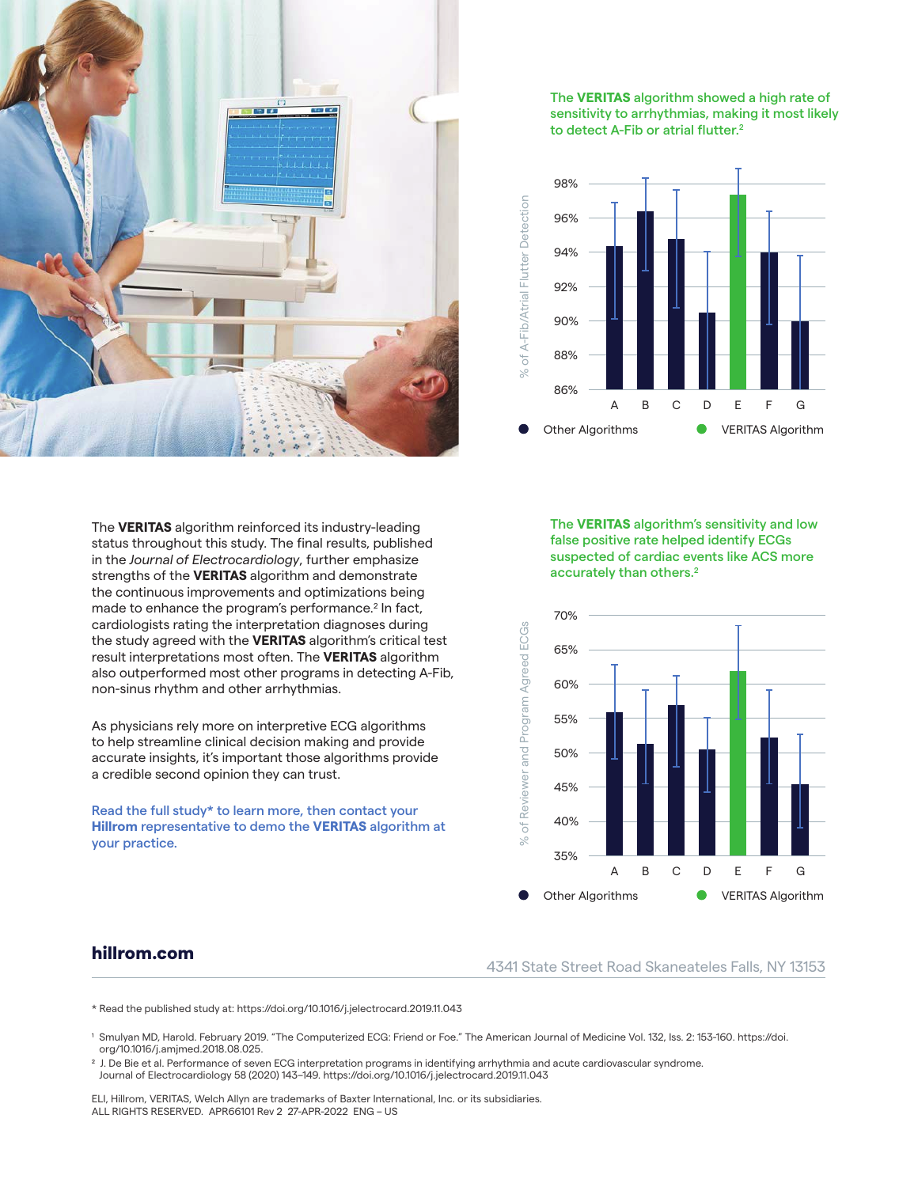The **VERITAS** algorithm showed a high rate of sensitivity to arrhythmias, making it most likely to detect A-Fib or atrial flutter.[2]

% of A-Fib/Atrial Flutter Detection

98%
96%
94%
92%
90%
88%
86%

A B C D E F G

Other Algorithms
VERITAS Algorithm

The **VERITAS** algorithm reinforced its industry-leading status throughout this study. The final results, published in the *Journal of Electrocardiology*, further emphasize strengths of the **VERITAS** algorithm and demonstrate the continuous improvements and optimizations being made to enhance the program's performance.[2] In fact, cardiologists rating the interpretation diagnoses during the study agreed with the **VERITAS** algorithm's critical test result interpretations most often. The **VERITAS** algorithm also outperformed most other programs in detecting A-Fib, non-sinus rhythm and other arrhythmias.

As physicians rely more on interpretive ECG algorithms to help streamline clinical decision making and provide accurate insights, it's important those algorithms provide a credible second opinion they can trust.

Read the full study* to learn more, then contact your **Hillrom** representative to demo the **VERITAS** algorithm at your practice.

The **VERITAS** algorithm's sensitivity and low false positive rate helped identify ECGs suspected of cardiac events like ACS more accurately than others.[2]

% of Reviewer and Program Agreed ECGs

70%
65%
60%
55%
50%
45%
40%
35%

A B C D E F G

Other Algorithms
VERITAS Algorithm

**hillrom.com**

4341 State Street Road Skaneateles Falls, NY 13153

* Read the published study at: https://doi.org/10.1016/j.jelectrocard.2019.11.043

[1] Smulyan MD, Harold. February 2019. "The Computerized ECG: Friend or Foe." The American Journal of Medicine Vol. 132, Iss. 2: 153-160. https://doi.org/10.1016/j.amjmed.2018.08.025.

[2] J. De Bie et al. Performance of seven ECG interpretation programs in identifying arrhythmia and acute cardiovascular syndrome. Journal of Electrocardiology 58 (2020) 143–149. https://doi.org/10.1016/j.jelectrocard.2019.11.043

ELI, Hillrom, VERITAS, Welch Allyn are trademarks of Baxter International, Inc. or its subsidiaries.
ALL RIGHTS RESERVED. APR66101 Rev 2 27-APR-2022 ENG – US